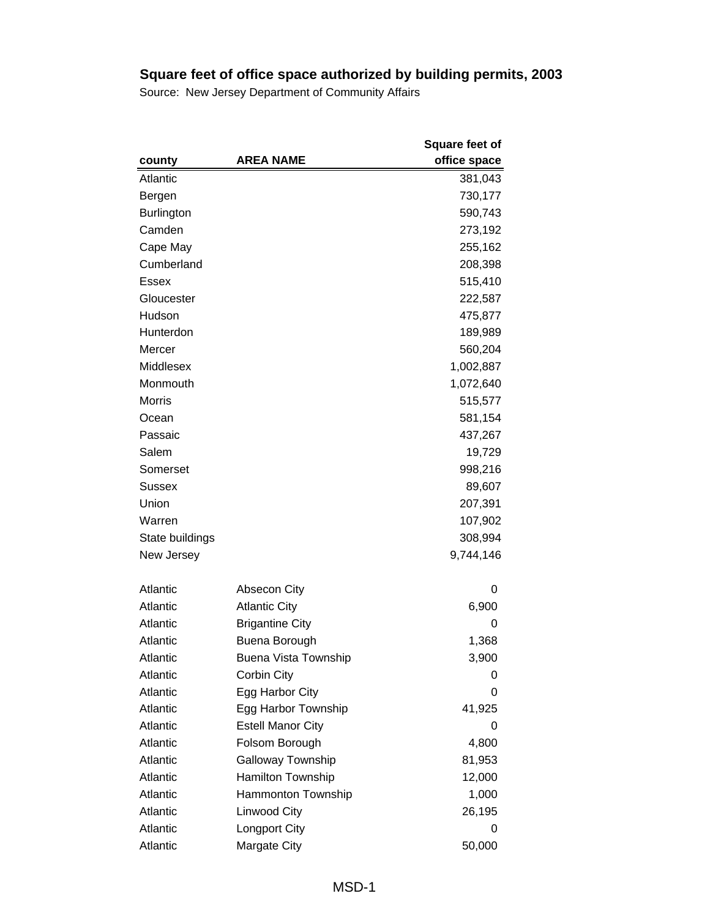# Square feet of office space authorized by building permits, 2003

Source: New Jersey Department of Community Affairs

| county | AREA NAME | Square feet of office space |
|---|---|---|
| Atlantic | | 381,043 |
| Bergen | | 730,177 |
| Burlington | | 590,743 |
| Camden | | 273,192 |
| Cape May | | 255,162 |
| Cumberland | | 208,398 |
| Essex | | 515,410 |
| Gloucester | | 222,587 |
| Hudson | | 475,877 |
| Hunterdon | | 189,989 |
| Mercer | | 560,204 |
| Middlesex | | 1,002,887 |
| Monmouth | | 1,072,640 |
| Morris | | 515,577 |
| Ocean | | 581,154 |
| Passaic | | 437,267 |
| Salem | | 19,729 |
| Somerset | | 998,216 |
| Sussex | | 89,607 |
| Union | | 207,391 |
| Warren | | 107,902 |
| State buildings | | 308,994 |
| New Jersey | | 9,744,146 |
| | | |
| Atlantic | Absecon City | 0 |
| Atlantic | Atlantic City | 6,900 |
| Atlantic | Brigantine City | 0 |
| Atlantic | Buena Borough | 1,368 |
| Atlantic | Buena Vista Township | 3,900 |
| Atlantic | Corbin City | 0 |
| Atlantic | Egg Harbor City | 0 |
| Atlantic | Egg Harbor Township | 41,925 |
| Atlantic | Estell Manor City | 0 |
| Atlantic | Folsom Borough | 4,800 |
| Atlantic | Galloway Township | 81,953 |
| Atlantic | Hamilton Township | 12,000 |
| Atlantic | Hammonton Township | 1,000 |
| Atlantic | Linwood City | 26,195 |
| Atlantic | Longport City | 0 |
| Atlantic | Margate City | 50,000 |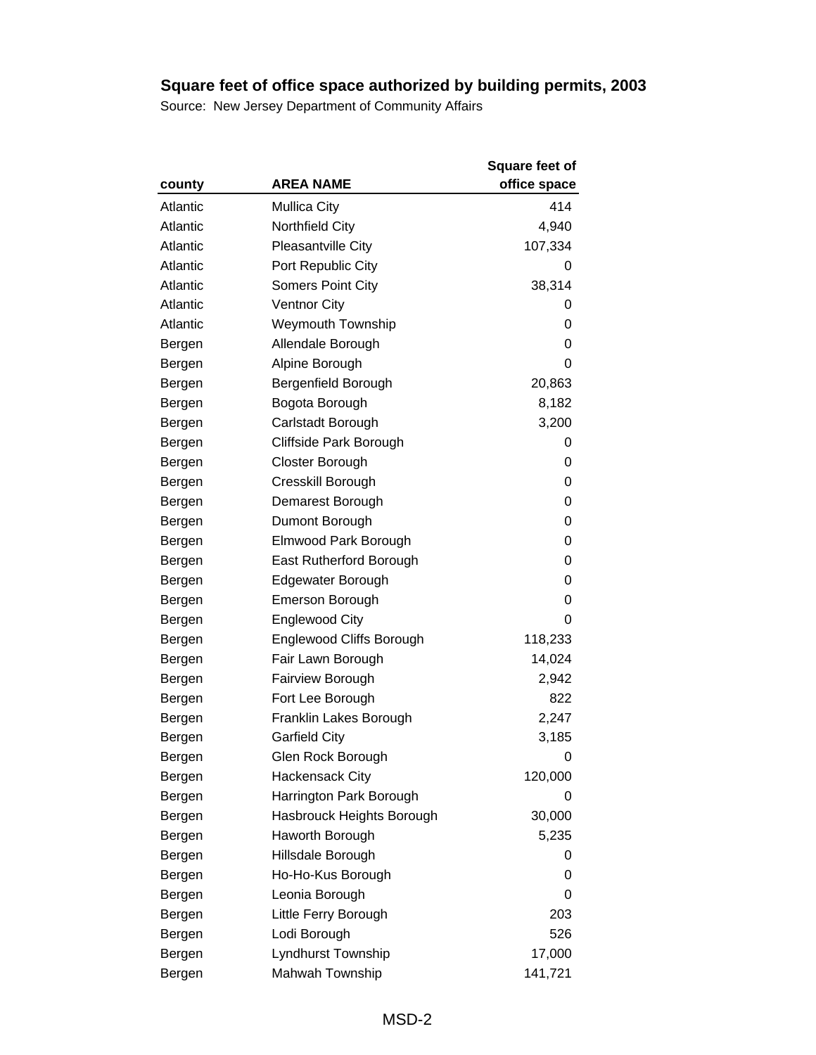## Square feet of office space authorized by building permits, 2003

Source: New Jersey Department of Community Affairs

| county | AREA NAME | Square feet of office space |
|---|---|---|
| Atlantic | Mullica City | 414 |
| Atlantic | Northfield City | 4,940 |
| Atlantic | Pleasantville City | 107,334 |
| Atlantic | Port Republic City | 0 |
| Atlantic | Somers Point City | 38,314 |
| Atlantic | Ventnor City | 0 |
| Atlantic | Weymouth Township | 0 |
| Bergen | Allendale Borough | 0 |
| Bergen | Alpine Borough | 0 |
| Bergen | Bergenfield Borough | 20,863 |
| Bergen | Bogota Borough | 8,182 |
| Bergen | Carlstadt Borough | 3,200 |
| Bergen | Cliffside Park Borough | 0 |
| Bergen | Closter Borough | 0 |
| Bergen | Cresskill Borough | 0 |
| Bergen | Demarest Borough | 0 |
| Bergen | Dumont Borough | 0 |
| Bergen | Elmwood Park Borough | 0 |
| Bergen | East Rutherford Borough | 0 |
| Bergen | Edgewater Borough | 0 |
| Bergen | Emerson Borough | 0 |
| Bergen | Englewood City | 0 |
| Bergen | Englewood Cliffs Borough | 118,233 |
| Bergen | Fair Lawn Borough | 14,024 |
| Bergen | Fairview Borough | 2,942 |
| Bergen | Fort Lee Borough | 822 |
| Bergen | Franklin Lakes Borough | 2,247 |
| Bergen | Garfield City | 3,185 |
| Bergen | Glen Rock Borough | 0 |
| Bergen | Hackensack City | 120,000 |
| Bergen | Harrington Park Borough | 0 |
| Bergen | Hasbrouck Heights Borough | 30,000 |
| Bergen | Haworth Borough | 5,235 |
| Bergen | Hillsdale Borough | 0 |
| Bergen | Ho-Ho-Kus Borough | 0 |
| Bergen | Leonia Borough | 0 |
| Bergen | Little Ferry Borough | 203 |
| Bergen | Lodi Borough | 526 |
| Bergen | Lyndhurst Township | 17,000 |
| Bergen | Mahwah Township | 141,721 |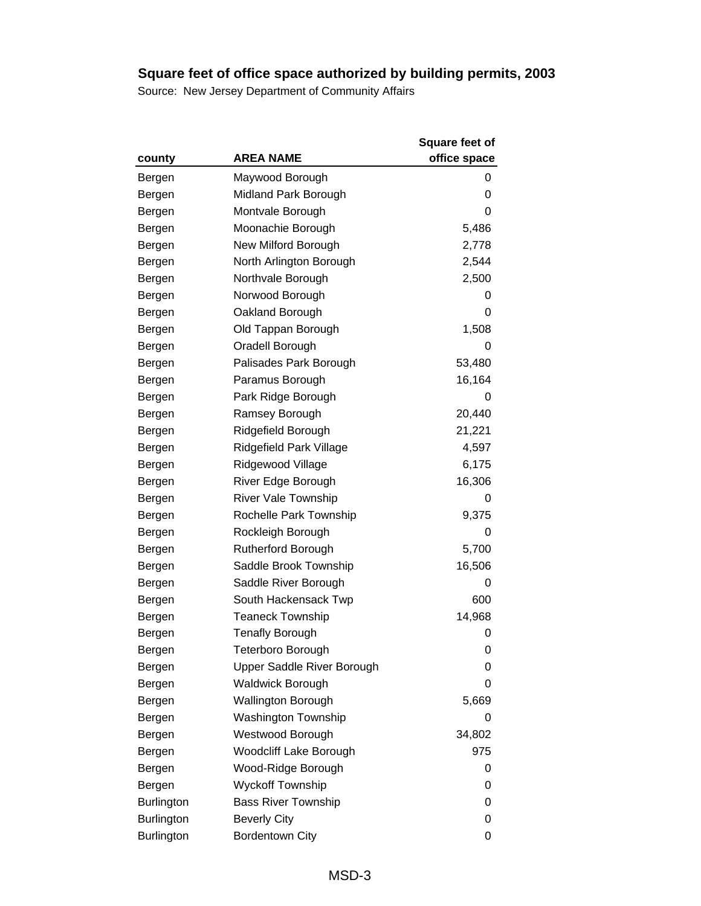## Square feet of office space authorized by building permits, 2003

Source: New Jersey Department of Community Affairs

| county | AREA NAME | Square feet of office space |
|---|---|---|
| Bergen | Maywood Borough | 0 |
| Bergen | Midland Park Borough | 0 |
| Bergen | Montvale Borough | 0 |
| Bergen | Moonachie Borough | 5,486 |
| Bergen | New Milford Borough | 2,778 |
| Bergen | North Arlington Borough | 2,544 |
| Bergen | Northvale Borough | 2,500 |
| Bergen | Norwood Borough | 0 |
| Bergen | Oakland Borough | 0 |
| Bergen | Old Tappan Borough | 1,508 |
| Bergen | Oradell Borough | 0 |
| Bergen | Palisades Park Borough | 53,480 |
| Bergen | Paramus Borough | 16,164 |
| Bergen | Park Ridge Borough | 0 |
| Bergen | Ramsey Borough | 20,440 |
| Bergen | Ridgefield Borough | 21,221 |
| Bergen | Ridgefield Park Village | 4,597 |
| Bergen | Ridgewood Village | 6,175 |
| Bergen | River Edge Borough | 16,306 |
| Bergen | River Vale Township | 0 |
| Bergen | Rochelle Park Township | 9,375 |
| Bergen | Rockleigh Borough | 0 |
| Bergen | Rutherford Borough | 5,700 |
| Bergen | Saddle Brook Township | 16,506 |
| Bergen | Saddle River Borough | 0 |
| Bergen | South Hackensack Twp | 600 |
| Bergen | Teaneck Township | 14,968 |
| Bergen | Tenafly Borough | 0 |
| Bergen | Teterboro Borough | 0 |
| Bergen | Upper Saddle River Borough | 0 |
| Bergen | Waldwick Borough | 0 |
| Bergen | Wallington Borough | 5,669 |
| Bergen | Washington Township | 0 |
| Bergen | Westwood Borough | 34,802 |
| Bergen | Woodcliff Lake Borough | 975 |
| Bergen | Wood-Ridge Borough | 0 |
| Bergen | Wyckoff Township | 0 |
| Burlington | Bass River Township | 0 |
| Burlington | Beverly City | 0 |
| Burlington | Bordentown City | 0 |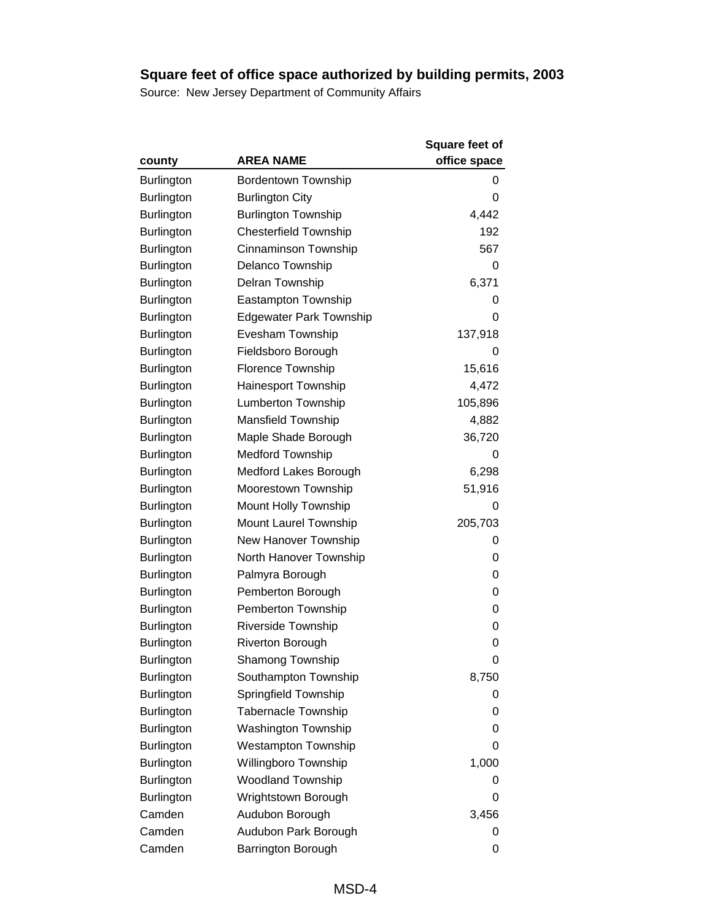## Square feet of office space authorized by building permits, 2003

Source: New Jersey Department of Community Affairs

| county | AREA NAME | Square feet of office space |
|---|---|---|
| Burlington | Bordentown Township | 0 |
| Burlington | Burlington City | 0 |
| Burlington | Burlington Township | 4,442 |
| Burlington | Chesterfield Township | 192 |
| Burlington | Cinnaminson Township | 567 |
| Burlington | Delanco Township | 0 |
| Burlington | Delran Township | 6,371 |
| Burlington | Eastampton Township | 0 |
| Burlington | Edgewater Park Township | 0 |
| Burlington | Evesham Township | 137,918 |
| Burlington | Fieldsboro Borough | 0 |
| Burlington | Florence Township | 15,616 |
| Burlington | Hainesport Township | 4,472 |
| Burlington | Lumberton Township | 105,896 |
| Burlington | Mansfield Township | 4,882 |
| Burlington | Maple Shade Borough | 36,720 |
| Burlington | Medford Township | 0 |
| Burlington | Medford Lakes Borough | 6,298 |
| Burlington | Moorestown Township | 51,916 |
| Burlington | Mount Holly Township | 0 |
| Burlington | Mount Laurel Township | 205,703 |
| Burlington | New Hanover Township | 0 |
| Burlington | North Hanover Township | 0 |
| Burlington | Palmyra Borough | 0 |
| Burlington | Pemberton Borough | 0 |
| Burlington | Pemberton Township | 0 |
| Burlington | Riverside Township | 0 |
| Burlington | Riverton Borough | 0 |
| Burlington | Shamong Township | 0 |
| Burlington | Southampton Township | 8,750 |
| Burlington | Springfield Township | 0 |
| Burlington | Tabernacle Township | 0 |
| Burlington | Washington Township | 0 |
| Burlington | Westampton Township | 0 |
| Burlington | Willingboro Township | 1,000 |
| Burlington | Woodland Township | 0 |
| Burlington | Wrightstown Borough | 0 |
| Camden | Audubon Borough | 3,456 |
| Camden | Audubon Park Borough | 0 |
| Camden | Barrington Borough | 0 |

MSD-4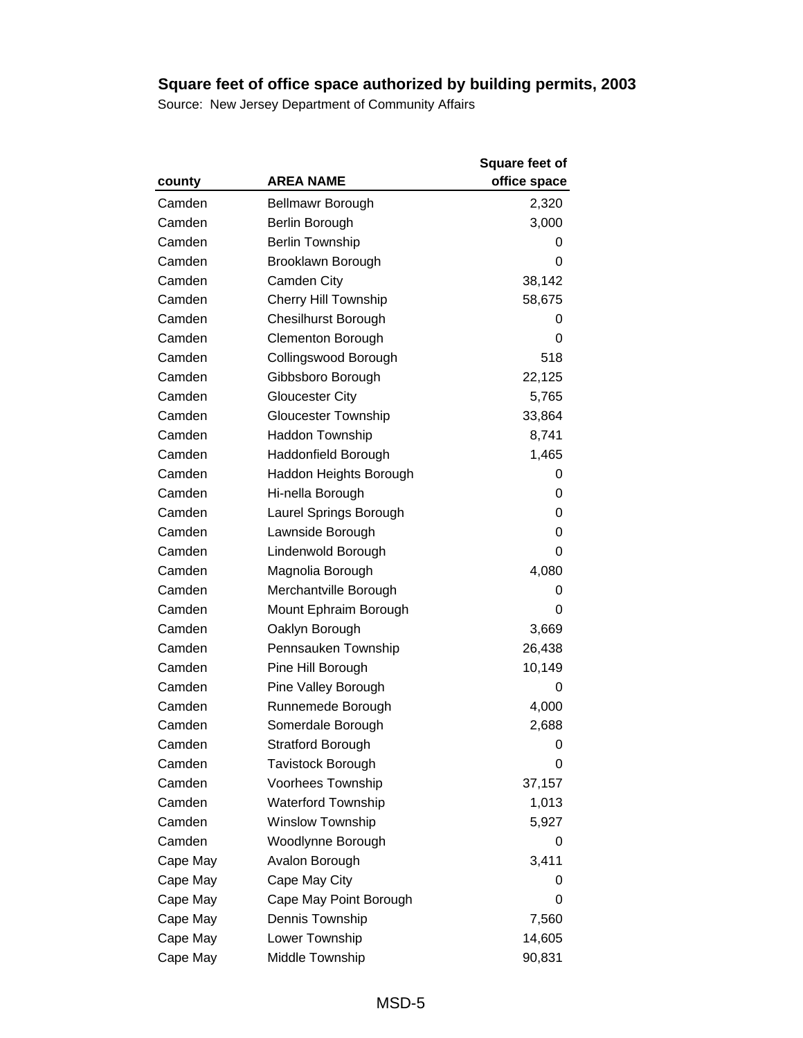## Square feet of office space authorized by building permits, 2003

Source: New Jersey Department of Community Affairs

| county | AREA NAME | Square feet of office space |
|---|---|---|
| Camden | Bellmawr Borough | 2,320 |
| Camden | Berlin Borough | 3,000 |
| Camden | Berlin Township | 0 |
| Camden | Brooklawn Borough | 0 |
| Camden | Camden City | 38,142 |
| Camden | Cherry Hill Township | 58,675 |
| Camden | Chesilhurst Borough | 0 |
| Camden | Clementon Borough | 0 |
| Camden | Collingswood Borough | 518 |
| Camden | Gibbsboro Borough | 22,125 |
| Camden | Gloucester City | 5,765 |
| Camden | Gloucester Township | 33,864 |
| Camden | Haddon Township | 8,741 |
| Camden | Haddonfield Borough | 1,465 |
| Camden | Haddon Heights Borough | 0 |
| Camden | Hi-nella Borough | 0 |
| Camden | Laurel Springs Borough | 0 |
| Camden | Lawnside Borough | 0 |
| Camden | Lindenwold Borough | 0 |
| Camden | Magnolia Borough | 4,080 |
| Camden | Merchantville Borough | 0 |
| Camden | Mount Ephraim Borough | 0 |
| Camden | Oaklyn Borough | 3,669 |
| Camden | Pennsauken Township | 26,438 |
| Camden | Pine Hill Borough | 10,149 |
| Camden | Pine Valley Borough | 0 |
| Camden | Runnemede Borough | 4,000 |
| Camden | Somerdale Borough | 2,688 |
| Camden | Stratford Borough | 0 |
| Camden | Tavistock Borough | 0 |
| Camden | Voorhees Township | 37,157 |
| Camden | Waterford Township | 1,013 |
| Camden | Winslow Township | 5,927 |
| Camden | Woodlynne Borough | 0 |
| Cape May | Avalon Borough | 3,411 |
| Cape May | Cape May City | 0 |
| Cape May | Cape May Point Borough | 0 |
| Cape May | Dennis Township | 7,560 |
| Cape May | Lower Township | 14,605 |
| Cape May | Middle Township | 90,831 |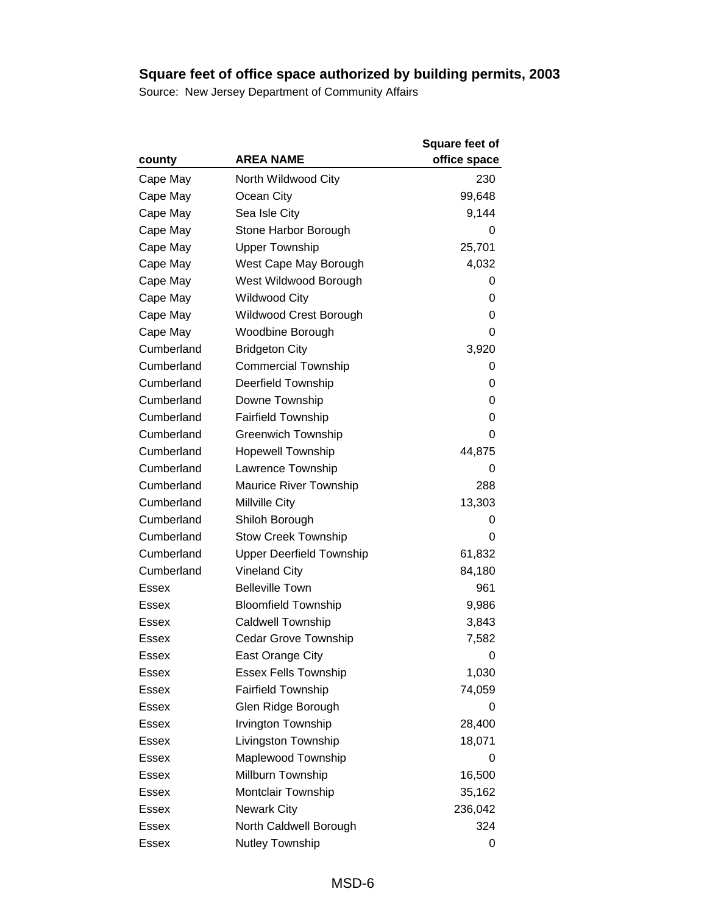**Square feet of office space authorized by building permits, 2003**

Source: New Jersey Department of Community Affairs

| county | AREA NAME | Square feet of office space |
|---|---|---:|
| Cape May | North Wildwood City | 230 |
| Cape May | Ocean City | 99,648 |
| Cape May | Sea Isle City | 9,144 |
| Cape May | Stone Harbor Borough | 0 |
| Cape May | Upper Township | 25,701 |
| Cape May | West Cape May Borough | 4,032 |
| Cape May | West Wildwood Borough | 0 |
| Cape May | Wildwood City | 0 |
| Cape May | Wildwood Crest Borough | 0 |
| Cape May | Woodbine Borough | 0 |
| Cumberland | Bridgeton City | 3,920 |
| Cumberland | Commercial Township | 0 |
| Cumberland | Deerfield Township | 0 |
| Cumberland | Downe Township | 0 |
| Cumberland | Fairfield Township | 0 |
| Cumberland | Greenwich Township | 0 |
| Cumberland | Hopewell Township | 44,875 |
| Cumberland | Lawrence Township | 0 |
| Cumberland | Maurice River Township | 288 |
| Cumberland | Millville City | 13,303 |
| Cumberland | Shiloh Borough | 0 |
| Cumberland | Stow Creek Township | 0 |
| Cumberland | Upper Deerfield Township | 61,832 |
| Cumberland | Vineland City | 84,180 |
| Essex | Belleville Town | 961 |
| Essex | Bloomfield Township | 9,986 |
| Essex | Caldwell Township | 3,843 |
| Essex | Cedar Grove Township | 7,582 |
| Essex | East Orange City | 0 |
| Essex | Essex Fells Township | 1,030 |
| Essex | Fairfield Township | 74,059 |
| Essex | Glen Ridge Borough | 0 |
| Essex | Irvington Township | 28,400 |
| Essex | Livingston Township | 18,071 |
| Essex | Maplewood Township | 0 |
| Essex | Millburn Township | 16,500 |
| Essex | Montclair Township | 35,162 |
| Essex | Newark City | 236,042 |
| Essex | North Caldwell Borough | 324 |
| Essex | Nutley Township | 0 |

MSD-6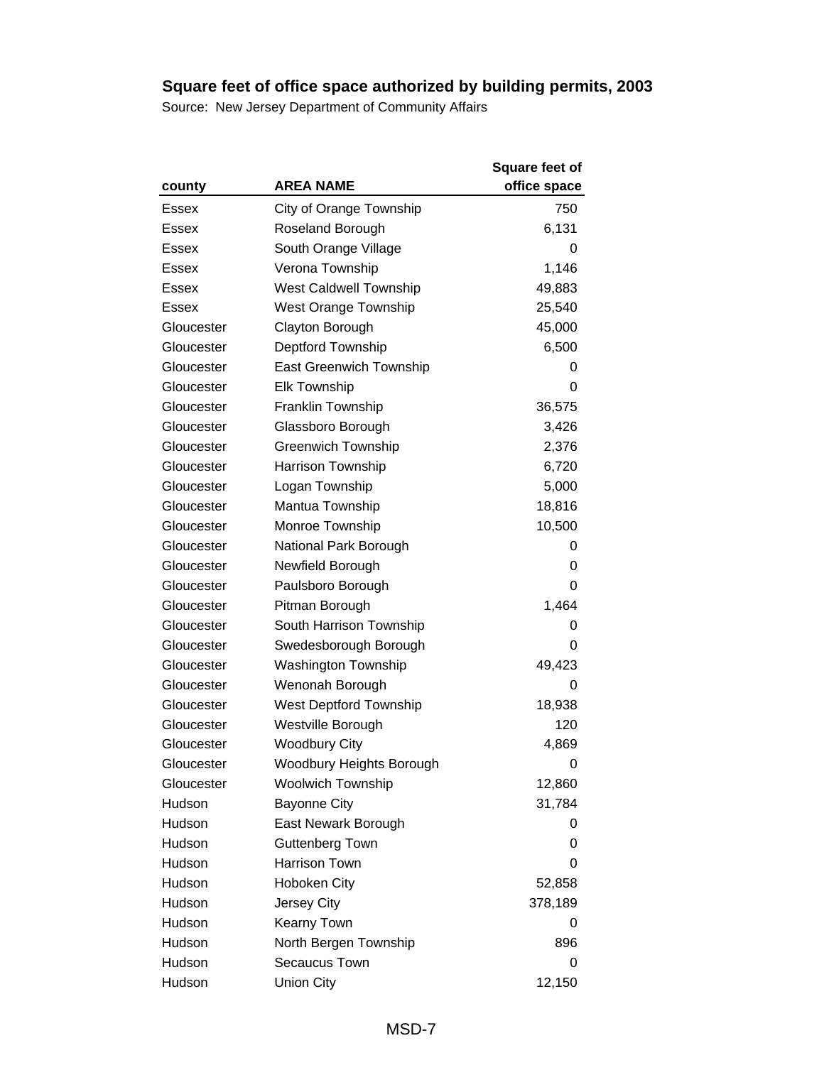## Square feet of office space authorized by building permits, 2003

Source: New Jersey Department of Community Affairs

| county | AREA NAME | Square feet of office space |
|---|---|---|
| Essex | City of Orange Township | 750 |
| Essex | Roseland Borough | 6,131 |
| Essex | South Orange Village | 0 |
| Essex | Verona Township | 1,146 |
| Essex | West Caldwell Township | 49,883 |
| Essex | West Orange Township | 25,540 |
| Gloucester | Clayton Borough | 45,000 |
| Gloucester | Deptford Township | 6,500 |
| Gloucester | East Greenwich Township | 0 |
| Gloucester | Elk Township | 0 |
| Gloucester | Franklin Township | 36,575 |
| Gloucester | Glassboro Borough | 3,426 |
| Gloucester | Greenwich Township | 2,376 |
| Gloucester | Harrison Township | 6,720 |
| Gloucester | Logan Township | 5,000 |
| Gloucester | Mantua Township | 18,816 |
| Gloucester | Monroe Township | 10,500 |
| Gloucester | National Park Borough | 0 |
| Gloucester | Newfield Borough | 0 |
| Gloucester | Paulsboro Borough | 0 |
| Gloucester | Pitman Borough | 1,464 |
| Gloucester | South Harrison Township | 0 |
| Gloucester | Swedesborough Borough | 0 |
| Gloucester | Washington Township | 49,423 |
| Gloucester | Wenonah Borough | 0 |
| Gloucester | West Deptford Township | 18,938 |
| Gloucester | Westville Borough | 120 |
| Gloucester | Woodbury City | 4,869 |
| Gloucester | Woodbury Heights Borough | 0 |
| Gloucester | Woolwich Township | 12,860 |
| Hudson | Bayonne City | 31,784 |
| Hudson | East Newark Borough | 0 |
| Hudson | Guttenberg Town | 0 |
| Hudson | Harrison Town | 0 |
| Hudson | Hoboken City | 52,858 |
| Hudson | Jersey City | 378,189 |
| Hudson | Kearny Town | 0 |
| Hudson | North Bergen Township | 896 |
| Hudson | Secaucus Town | 0 |
| Hudson | Union City | 12,150 |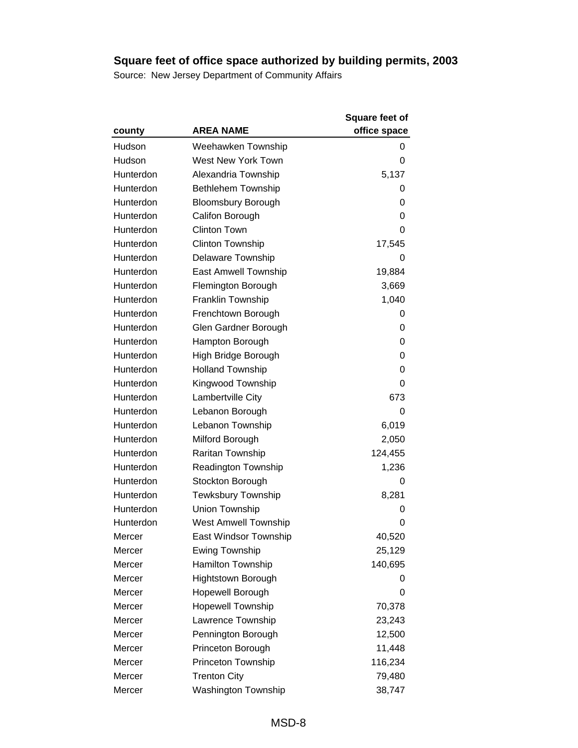## Square feet of office space authorized by building permits, 2003

Source: New Jersey Department of Community Affairs

| county | AREA NAME | Square feet of office space |
|---|---|---|
| Hudson | Weehawken Township | 0 |
| Hudson | West New York Town | 0 |
| Hunterdon | Alexandria Township | 5,137 |
| Hunterdon | Bethlehem Township | 0 |
| Hunterdon | Bloomsbury Borough | 0 |
| Hunterdon | Califon Borough | 0 |
| Hunterdon | Clinton Town | 0 |
| Hunterdon | Clinton Township | 17,545 |
| Hunterdon | Delaware Township | 0 |
| Hunterdon | East Amwell Township | 19,884 |
| Hunterdon | Flemington Borough | 3,669 |
| Hunterdon | Franklin Township | 1,040 |
| Hunterdon | Frenchtown Borough | 0 |
| Hunterdon | Glen Gardner Borough | 0 |
| Hunterdon | Hampton Borough | 0 |
| Hunterdon | High Bridge Borough | 0 |
| Hunterdon | Holland Township | 0 |
| Hunterdon | Kingwood Township | 0 |
| Hunterdon | Lambertville City | 673 |
| Hunterdon | Lebanon Borough | 0 |
| Hunterdon | Lebanon Township | 6,019 |
| Hunterdon | Milford Borough | 2,050 |
| Hunterdon | Raritan Township | 124,455 |
| Hunterdon | Readington Township | 1,236 |
| Hunterdon | Stockton Borough | 0 |
| Hunterdon | Tewksbury Township | 8,281 |
| Hunterdon | Union Township | 0 |
| Hunterdon | West Amwell Township | 0 |
| Mercer | East Windsor Township | 40,520 |
| Mercer | Ewing Township | 25,129 |
| Mercer | Hamilton Township | 140,695 |
| Mercer | Hightstown Borough | 0 |
| Mercer | Hopewell Borough | 0 |
| Mercer | Hopewell Township | 70,378 |
| Mercer | Lawrence Township | 23,243 |
| Mercer | Pennington Borough | 12,500 |
| Mercer | Princeton Borough | 11,448 |
| Mercer | Princeton Township | 116,234 |
| Mercer | Trenton City | 79,480 |
| Mercer | Washington Township | 38,747 |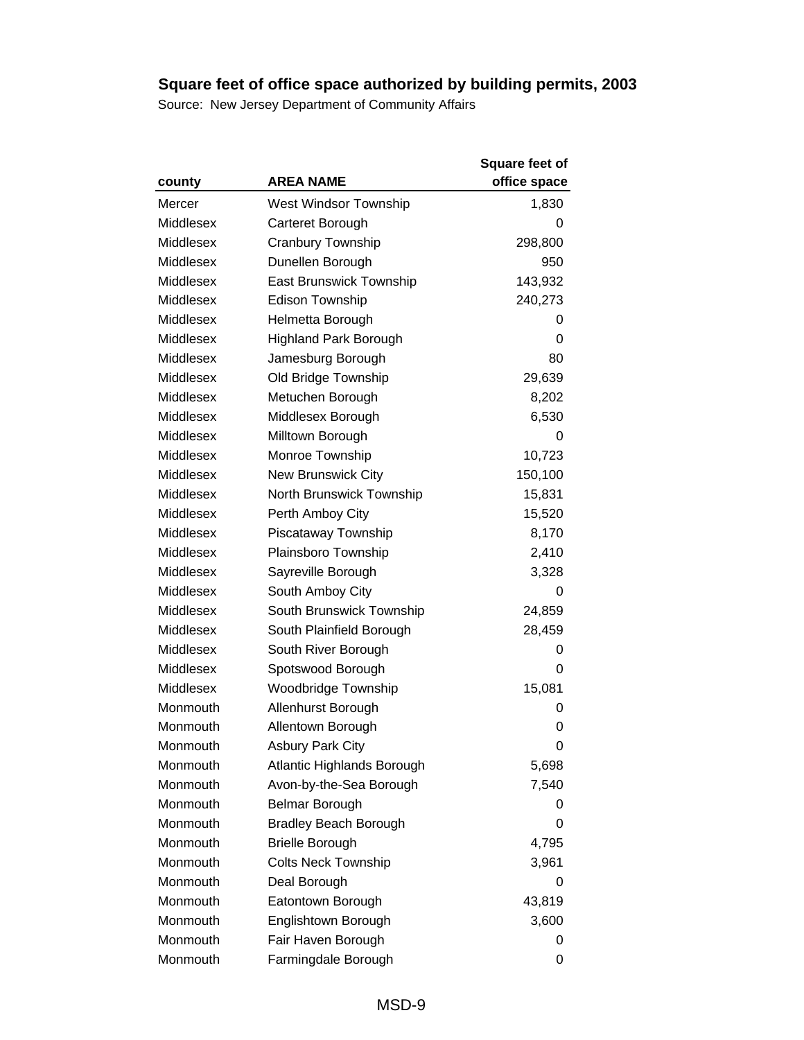## Square feet of office space authorized by building permits, 2003

Source: New Jersey Department of Community Affairs

| county | AREA NAME | Square feet of office space |
|---|---|---|
| Mercer | West Windsor Township | 1,830 |
| Middlesex | Carteret Borough | 0 |
| Middlesex | Cranbury Township | 298,800 |
| Middlesex | Dunellen Borough | 950 |
| Middlesex | East Brunswick Township | 143,932 |
| Middlesex | Edison Township | 240,273 |
| Middlesex | Helmetta Borough | 0 |
| Middlesex | Highland Park Borough | 0 |
| Middlesex | Jamesburg Borough | 80 |
| Middlesex | Old Bridge Township | 29,639 |
| Middlesex | Metuchen Borough | 8,202 |
| Middlesex | Middlesex Borough | 6,530 |
| Middlesex | Milltown Borough | 0 |
| Middlesex | Monroe Township | 10,723 |
| Middlesex | New Brunswick City | 150,100 |
| Middlesex | North Brunswick Township | 15,831 |
| Middlesex | Perth Amboy City | 15,520 |
| Middlesex | Piscataway Township | 8,170 |
| Middlesex | Plainsboro Township | 2,410 |
| Middlesex | Sayreville Borough | 3,328 |
| Middlesex | South Amboy City | 0 |
| Middlesex | South Brunswick Township | 24,859 |
| Middlesex | South Plainfield Borough | 28,459 |
| Middlesex | South River Borough | 0 |
| Middlesex | Spotswood Borough | 0 |
| Middlesex | Woodbridge Township | 15,081 |
| Monmouth | Allenhurst Borough | 0 |
| Monmouth | Allentown Borough | 0 |
| Monmouth | Asbury Park City | 0 |
| Monmouth | Atlantic Highlands Borough | 5,698 |
| Monmouth | Avon-by-the-Sea Borough | 7,540 |
| Monmouth | Belmar Borough | 0 |
| Monmouth | Bradley Beach Borough | 0 |
| Monmouth | Brielle Borough | 4,795 |
| Monmouth | Colts Neck Township | 3,961 |
| Monmouth | Deal Borough | 0 |
| Monmouth | Eatontown Borough | 43,819 |
| Monmouth | Englishtown Borough | 3,600 |
| Monmouth | Fair Haven Borough | 0 |
| Monmouth | Farmingdale Borough | 0 |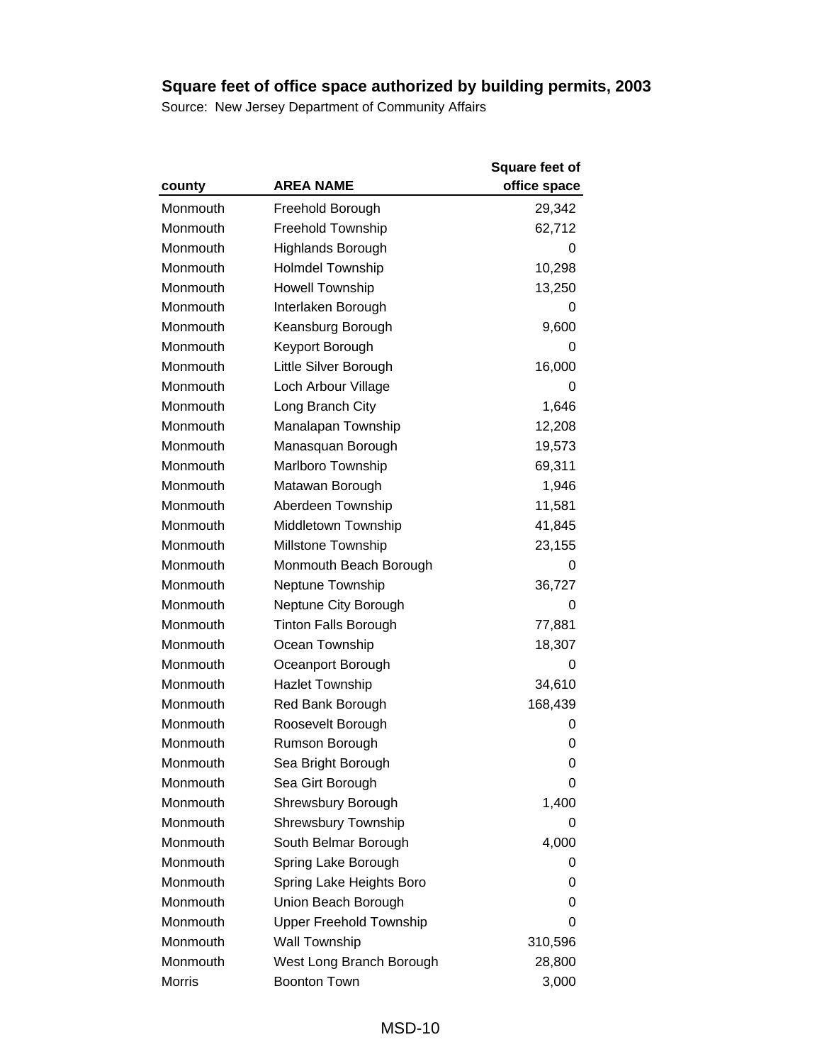## Square feet of office space authorized by building permits, 2003

Source: New Jersey Department of Community Affairs

| county | AREA NAME | Square feet of office space |
|---|---|---|
| Monmouth | Freehold Borough | 29,342 |
| Monmouth | Freehold Township | 62,712 |
| Monmouth | Highlands Borough | 0 |
| Monmouth | Holmdel Township | 10,298 |
| Monmouth | Howell Township | 13,250 |
| Monmouth | Interlaken Borough | 0 |
| Monmouth | Keansburg Borough | 9,600 |
| Monmouth | Keyport Borough | 0 |
| Monmouth | Little Silver Borough | 16,000 |
| Monmouth | Loch Arbour Village | 0 |
| Monmouth | Long Branch City | 1,646 |
| Monmouth | Manalapan Township | 12,208 |
| Monmouth | Manasquan Borough | 19,573 |
| Monmouth | Marlboro Township | 69,311 |
| Monmouth | Matawan Borough | 1,946 |
| Monmouth | Aberdeen Township | 11,581 |
| Monmouth | Middletown Township | 41,845 |
| Monmouth | Millstone Township | 23,155 |
| Monmouth | Monmouth Beach Borough | 0 |
| Monmouth | Neptune Township | 36,727 |
| Monmouth | Neptune City Borough | 0 |
| Monmouth | Tinton Falls Borough | 77,881 |
| Monmouth | Ocean Township | 18,307 |
| Monmouth | Oceanport Borough | 0 |
| Monmouth | Hazlet Township | 34,610 |
| Monmouth | Red Bank Borough | 168,439 |
| Monmouth | Roosevelt Borough | 0 |
| Monmouth | Rumson Borough | 0 |
| Monmouth | Sea Bright Borough | 0 |
| Monmouth | Sea Girt Borough | 0 |
| Monmouth | Shrewsbury Borough | 1,400 |
| Monmouth | Shrewsbury Township | 0 |
| Monmouth | South Belmar Borough | 4,000 |
| Monmouth | Spring Lake Borough | 0 |
| Monmouth | Spring Lake Heights Boro | 0 |
| Monmouth | Union Beach Borough | 0 |
| Monmouth | Upper Freehold Township | 0 |
| Monmouth | Wall Township | 310,596 |
| Monmouth | West Long Branch Borough | 28,800 |
| Morris | Boonton Town | 3,000 |

MSD-10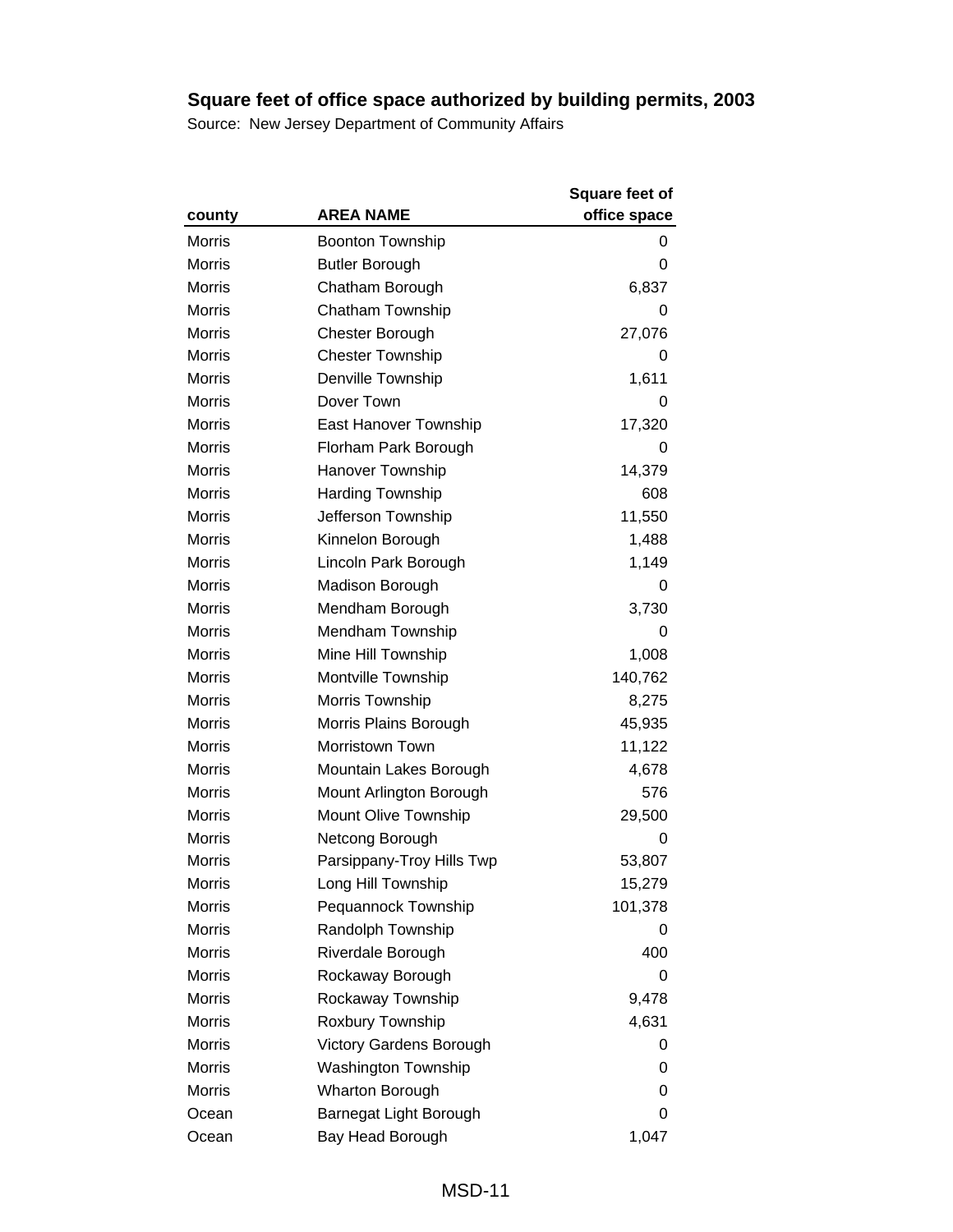## Square feet of office space authorized by building permits, 2003

Source: New Jersey Department of Community Affairs

| county | AREA NAME | Square feet of office space |
|---|---|---|
| Morris | Boonton Township | 0 |
| Morris | Butler Borough | 0 |
| Morris | Chatham Borough | 6,837 |
| Morris | Chatham Township | 0 |
| Morris | Chester Borough | 27,076 |
| Morris | Chester Township | 0 |
| Morris | Denville Township | 1,611 |
| Morris | Dover Town | 0 |
| Morris | East Hanover Township | 17,320 |
| Morris | Florham Park Borough | 0 |
| Morris | Hanover Township | 14,379 |
| Morris | Harding Township | 608 |
| Morris | Jefferson Township | 11,550 |
| Morris | Kinnelon Borough | 1,488 |
| Morris | Lincoln Park Borough | 1,149 |
| Morris | Madison Borough | 0 |
| Morris | Mendham Borough | 3,730 |
| Morris | Mendham Township | 0 |
| Morris | Mine Hill Township | 1,008 |
| Morris | Montville Township | 140,762 |
| Morris | Morris Township | 8,275 |
| Morris | Morris Plains Borough | 45,935 |
| Morris | Morristown Town | 11,122 |
| Morris | Mountain Lakes Borough | 4,678 |
| Morris | Mount Arlington Borough | 576 |
| Morris | Mount Olive Township | 29,500 |
| Morris | Netcong Borough | 0 |
| Morris | Parsippany-Troy Hills Twp | 53,807 |
| Morris | Long Hill Township | 15,279 |
| Morris | Pequannock Township | 101,378 |
| Morris | Randolph Township | 0 |
| Morris | Riverdale Borough | 400 |
| Morris | Rockaway Borough | 0 |
| Morris | Rockaway Township | 9,478 |
| Morris | Roxbury Township | 4,631 |
| Morris | Victory Gardens Borough | 0 |
| Morris | Washington Township | 0 |
| Morris | Wharton Borough | 0 |
| Ocean | Barnegat Light Borough | 0 |
| Ocean | Bay Head Borough | 1,047 |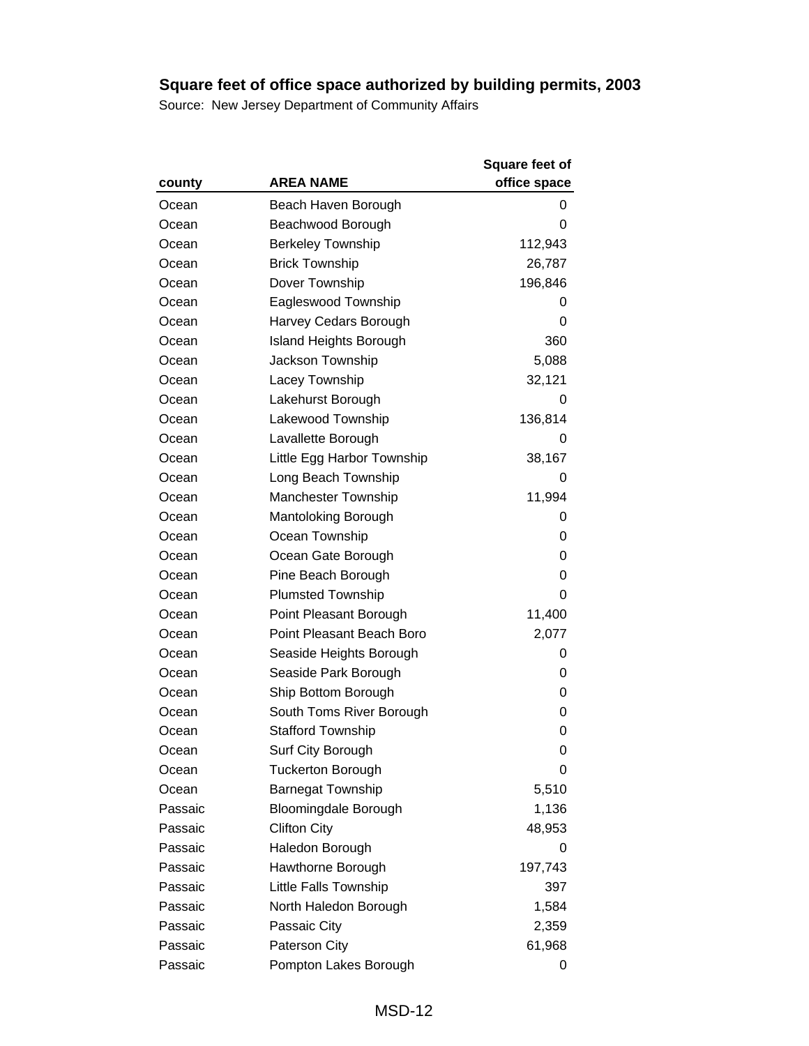# Square feet of office space authorized by building permits, 2003

Source: New Jersey Department of Community Affairs

| county | AREA NAME | Square feet of office space |
|---|---|---|
| Ocean | Beach Haven Borough | 0 |
| Ocean | Beachwood Borough | 0 |
| Ocean | Berkeley Township | 112,943 |
| Ocean | Brick Township | 26,787 |
| Ocean | Dover Township | 196,846 |
| Ocean | Eagleswood Township | 0 |
| Ocean | Harvey Cedars Borough | 0 |
| Ocean | Island Heights Borough | 360 |
| Ocean | Jackson Township | 5,088 |
| Ocean | Lacey Township | 32,121 |
| Ocean | Lakehurst Borough | 0 |
| Ocean | Lakewood Township | 136,814 |
| Ocean | Lavallette Borough | 0 |
| Ocean | Little Egg Harbor Township | 38,167 |
| Ocean | Long Beach Township | 0 |
| Ocean | Manchester Township | 11,994 |
| Ocean | Mantoloking Borough | 0 |
| Ocean | Ocean Township | 0 |
| Ocean | Ocean Gate Borough | 0 |
| Ocean | Pine Beach Borough | 0 |
| Ocean | Plumsted Township | 0 |
| Ocean | Point Pleasant Borough | 11,400 |
| Ocean | Point Pleasant Beach Boro | 2,077 |
| Ocean | Seaside Heights Borough | 0 |
| Ocean | Seaside Park Borough | 0 |
| Ocean | Ship Bottom Borough | 0 |
| Ocean | South Toms River Borough | 0 |
| Ocean | Stafford Township | 0 |
| Ocean | Surf City Borough | 0 |
| Ocean | Tuckerton Borough | 0 |
| Ocean | Barnegat Township | 5,510 |
| Passaic | Bloomingdale Borough | 1,136 |
| Passaic | Clifton City | 48,953 |
| Passaic | Haledon Borough | 0 |
| Passaic | Hawthorne Borough | 197,743 |
| Passaic | Little Falls Township | 397 |
| Passaic | North Haledon Borough | 1,584 |
| Passaic | Passaic City | 2,359 |
| Passaic | Paterson City | 61,968 |
| Passaic | Pompton Lakes Borough | 0 |

MSD-12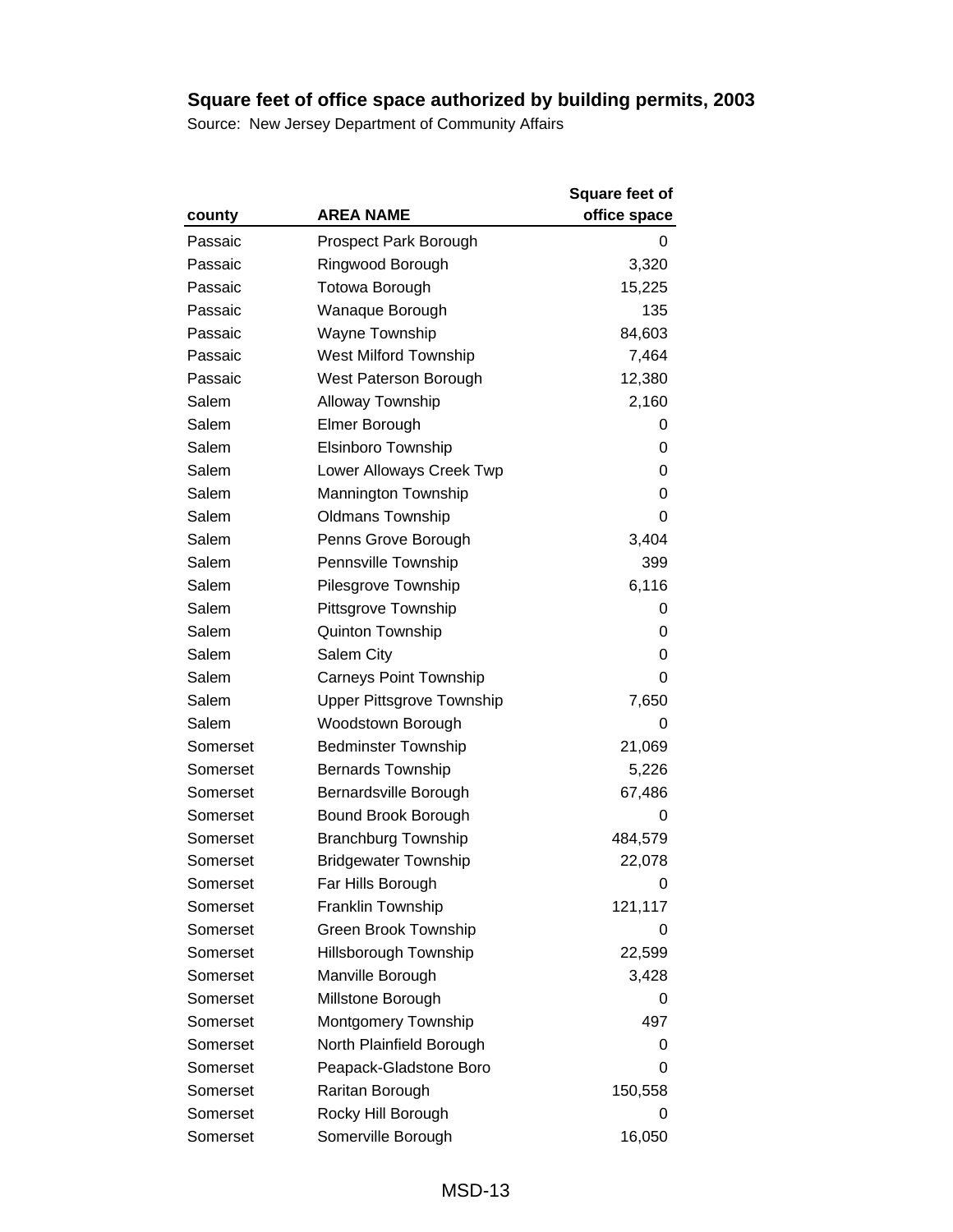## Square feet of office space authorized by building permits, 2003

Source: New Jersey Department of Community Affairs

| county | AREA NAME | Square feet of office space |
|---|---|---|
| Passaic | Prospect Park Borough | 0 |
| Passaic | Ringwood Borough | 3,320 |
| Passaic | Totowa Borough | 15,225 |
| Passaic | Wanaque Borough | 135 |
| Passaic | Wayne Township | 84,603 |
| Passaic | West Milford Township | 7,464 |
| Passaic | West Paterson Borough | 12,380 |
| Salem | Alloway Township | 2,160 |
| Salem | Elmer Borough | 0 |
| Salem | Elsinboro Township | 0 |
| Salem | Lower Alloways Creek Twp | 0 |
| Salem | Mannington Township | 0 |
| Salem | Oldmans Township | 0 |
| Salem | Penns Grove Borough | 3,404 |
| Salem | Pennsville Township | 399 |
| Salem | Pilesgrove Township | 6,116 |
| Salem | Pittsgrove Township | 0 |
| Salem | Quinton Township | 0 |
| Salem | Salem City | 0 |
| Salem | Carneys Point Township | 0 |
| Salem | Upper Pittsgrove Township | 7,650 |
| Salem | Woodstown Borough | 0 |
| Somerset | Bedminster Township | 21,069 |
| Somerset | Bernards Township | 5,226 |
| Somerset | Bernardsville Borough | 67,486 |
| Somerset | Bound Brook Borough | 0 |
| Somerset | Branchburg Township | 484,579 |
| Somerset | Bridgewater Township | 22,078 |
| Somerset | Far Hills Borough | 0 |
| Somerset | Franklin Township | 121,117 |
| Somerset | Green Brook Township | 0 |
| Somerset | Hillsborough Township | 22,599 |
| Somerset | Manville Borough | 3,428 |
| Somerset | Millstone Borough | 0 |
| Somerset | Montgomery Township | 497 |
| Somerset | North Plainfield Borough | 0 |
| Somerset | Peapack-Gladstone Boro | 0 |
| Somerset | Raritan Borough | 150,558 |
| Somerset | Rocky Hill Borough | 0 |
| Somerset | Somerville Borough | 16,050 |

MSD-13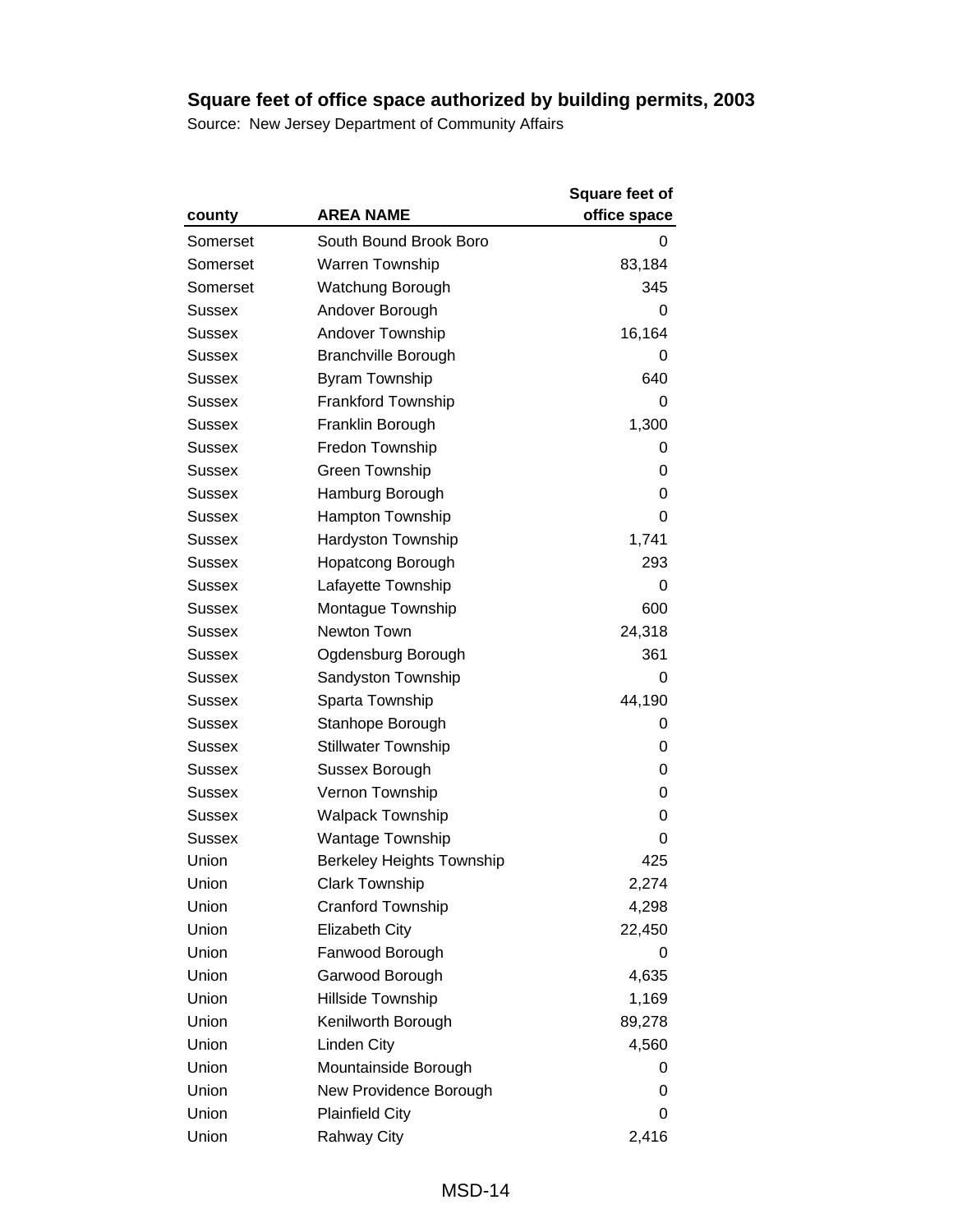# Square feet of office space authorized by building permits, 2003

Source: New Jersey Department of Community Affairs

| county | AREA NAME | Square feet of office space |
|---|---|---|
| Somerset | South Bound Brook Boro | 0 |
| Somerset | Warren Township | 83,184 |
| Somerset | Watchung Borough | 345 |
| Sussex | Andover Borough | 0 |
| Sussex | Andover Township | 16,164 |
| Sussex | Branchville Borough | 0 |
| Sussex | Byram Township | 640 |
| Sussex | Frankford Township | 0 |
| Sussex | Franklin Borough | 1,300 |
| Sussex | Fredon Township | 0 |
| Sussex | Green Township | 0 |
| Sussex | Hamburg Borough | 0 |
| Sussex | Hampton Township | 0 |
| Sussex | Hardyston Township | 1,741 |
| Sussex | Hopatcong Borough | 293 |
| Sussex | Lafayette Township | 0 |
| Sussex | Montague Township | 600 |
| Sussex | Newton Town | 24,318 |
| Sussex | Ogdensburg Borough | 361 |
| Sussex | Sandyston Township | 0 |
| Sussex | Sparta Township | 44,190 |
| Sussex | Stanhope Borough | 0 |
| Sussex | Stillwater Township | 0 |
| Sussex | Sussex Borough | 0 |
| Sussex | Vernon Township | 0 |
| Sussex | Walpack Township | 0 |
| Sussex | Wantage Township | 0 |
| Union | Berkeley Heights Township | 425 |
| Union | Clark Township | 2,274 |
| Union | Cranford Township | 4,298 |
| Union | Elizabeth City | 22,450 |
| Union | Fanwood Borough | 0 |
| Union | Garwood Borough | 4,635 |
| Union | Hillside Township | 1,169 |
| Union | Kenilworth Borough | 89,278 |
| Union | Linden City | 4,560 |
| Union | Mountainside Borough | 0 |
| Union | New Providence Borough | 0 |
| Union | Plainfield City | 0 |
| Union | Rahway City | 2,416 |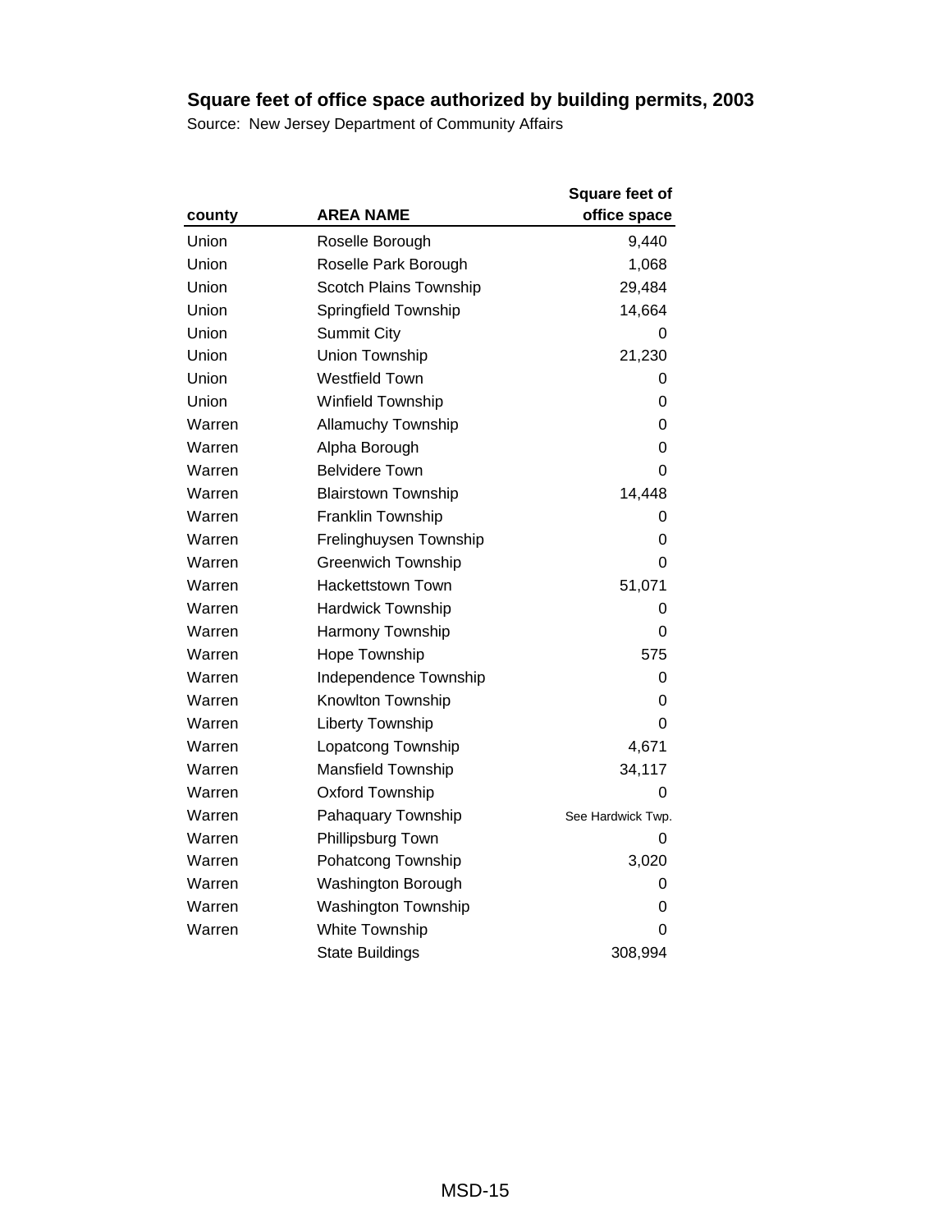## Square feet of office space authorized by building permits, 2003

Source: New Jersey Department of Community Affairs

| county | AREA NAME | Square feet of office space |
|---|---|---|
| Union | Roselle Borough | 9,440 |
| Union | Roselle Park Borough | 1,068 |
| Union | Scotch Plains Township | 29,484 |
| Union | Springfield Township | 14,664 |
| Union | Summit City | 0 |
| Union | Union Township | 21,230 |
| Union | Westfield Town | 0 |
| Union | Winfield Township | 0 |
| Warren | Allamuchy Township | 0 |
| Warren | Alpha Borough | 0 |
| Warren | Belvidere Town | 0 |
| Warren | Blairstown Township | 14,448 |
| Warren | Franklin Township | 0 |
| Warren | Frelinghuysen Township | 0 |
| Warren | Greenwich Township | 0 |
| Warren | Hackettstown Town | 51,071 |
| Warren | Hardwick Township | 0 |
| Warren | Harmony Township | 0 |
| Warren | Hope Township | 575 |
| Warren | Independence Township | 0 |
| Warren | Knowlton Township | 0 |
| Warren | Liberty Township | 0 |
| Warren | Lopatcong Township | 4,671 |
| Warren | Mansfield Township | 34,117 |
| Warren | Oxford Township | 0 |
| Warren | Pahaquary Township | See Hardwick Twp. |
| Warren | Phillipsburg Town | 0 |
| Warren | Pohatcong Township | 3,020 |
| Warren | Washington Borough | 0 |
| Warren | Washington Township | 0 |
| Warren | White Township | 0 |
| | State Buildings | 308,994 |

MSD-15